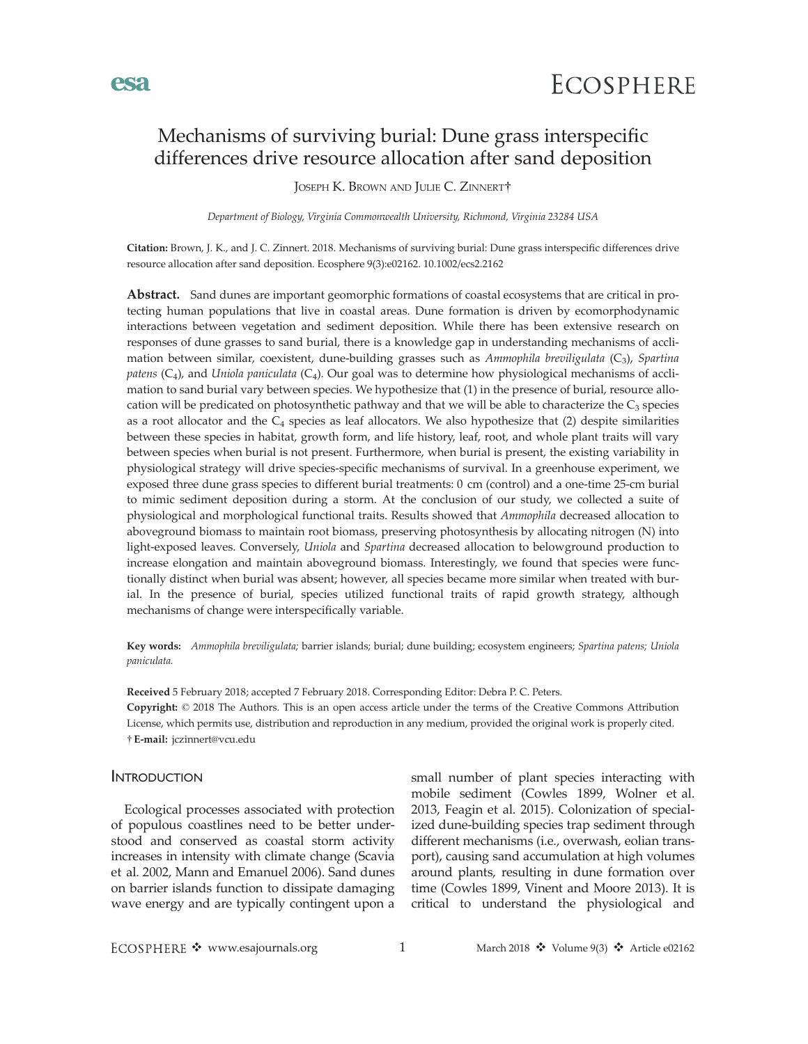# Mechanisms of surviving burial: Dune grass interspecific differences drive resource allocation after sand deposition

Joseph K. Brown and Julie C. Zinnert†

*Department of Biology, Virginia Commonwealth University, Richmond, Virginia 23284 USA*

**Citation:** Brown, J. K., and J. C. Zinnert. 2018. Mechanisms of surviving burial: Dune grass interspecific differences drive resource allocation after sand deposition. Ecosphere 9(3):e02162. 10.1002/ecs2.2162

**Abstract.** Sand dunes are important geomorphic formations of coastal ecosystems that are critical in protecting human populations that live in coastal areas. Dune formation is driven by ecomorphodynamic interactions between vegetation and sediment deposition. While there has been extensive research on responses of dune grasses to sand burial, there is a knowledge gap in understanding mechanisms of acclimation between similar, coexistent, dune-building grasses such as *Ammophila breviligulata* ($C_3$), *Spartina patens* ($C_4$), and *Uniola paniculata* ($C_4$). Our goal was to determine how physiological mechanisms of acclimation to sand burial vary between species. We hypothesize that (1) in the presence of burial, resource allocation will be predicated on photosynthetic pathway and that we will be able to characterize the $C_3$ species as a root allocator and the $C_4$ species as leaf allocators. We also hypothesize that (2) despite similarities between these species in habitat, growth form, and life history, leaf, root, and whole plant traits will vary between species when burial is not present. Furthermore, when burial is present, the existing variability in physiological strategy will drive species-specific mechanisms of survival. In a greenhouse experiment, we exposed three dune grass species to different burial treatments: 0 cm (control) and a one-time 25-cm burial to mimic sediment deposition during a storm. At the conclusion of our study, we collected a suite of physiological and morphological functional traits. Results showed that *Ammophila* decreased allocation to aboveground biomass to maintain root biomass, preserving photosynthesis by allocating nitrogen (N) into light-exposed leaves. Conversely, *Uniola* and *Spartina* decreased allocation to belowground production to increase elongation and maintain aboveground biomass. Interestingly, we found that species were functionally distinct when burial was absent; however, all species became more similar when treated with burial. In the presence of burial, species utilized functional traits of rapid growth strategy, although mechanisms of change were interspecifically variable.

**Key words:** *Ammophila breviligulata;* barrier islands; burial; dune building; ecosystem engineers; *Spartina patens; Uniola paniculata.*

**Received** 5 February 2018; accepted 7 February 2018. Corresponding Editor: Debra P. C. Peters.

**Copyright:** © 2018 The Authors. This is an open access article under the terms of the Creative Commons Attribution License, which permits use, distribution and reproduction in any medium, provided the original work is properly cited.

† **E-mail:** jczinnert@vcu.edu

## Introduction

Ecological processes associated with protection of populous coastlines need to be better understood and conserved as coastal storm activity increases in intensity with climate change (Scavia et al. 2002, Mann and Emanuel 2006). Sand dunes on barrier islands function to dissipate damaging wave energy and are typically contingent upon a small number of plant species interacting with mobile sediment (Cowles 1899, Wolner et al. 2013, Feagin et al. 2015). Colonization of specialized dune-building species trap sediment through different mechanisms (i.e., overwash, eolian transport), causing sand accumulation at high volumes around plants, resulting in dune formation over time (Cowles 1899, Vinent and Moore 2013). It is critical to understand the physiological and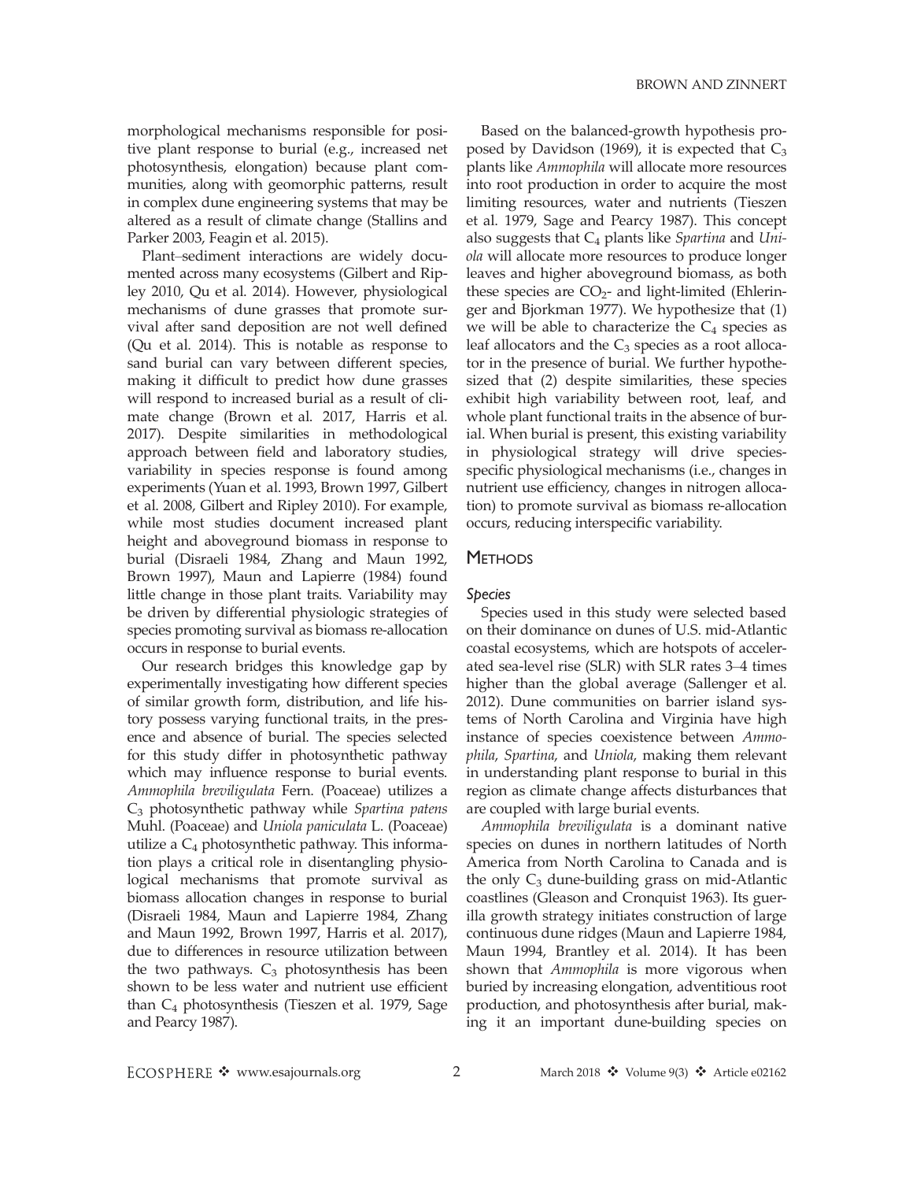morphological mechanisms responsible for positive plant response to burial (e.g., increased net photosynthesis, elongation) because plant communities, along with geomorphic patterns, result in complex dune engineering systems that may be altered as a result of climate change (Stallins and Parker 2003, Feagin et al. 2015).

Plant–sediment interactions are widely documented across many ecosystems (Gilbert and Ripley 2010, Qu et al. 2014). However, physiological mechanisms of dune grasses that promote survival after sand deposition are not well defined (Qu et al. 2014). This is notable as response to sand burial can vary between different species, making it difficult to predict how dune grasses will respond to increased burial as a result of climate change (Brown et al. 2017, Harris et al. 2017). Despite similarities in methodological approach between field and laboratory studies, variability in species response is found among experiments (Yuan et al. 1993, Brown 1997, Gilbert et al. 2008, Gilbert and Ripley 2010). For example, while most studies document increased plant height and aboveground biomass in response to burial (Disraeli 1984, Zhang and Maun 1992, Brown 1997), Maun and Lapierre (1984) found little change in those plant traits. Variability may be driven by differential physiologic strategies of species promoting survival as biomass re-allocation occurs in response to burial events.

Our research bridges this knowledge gap by experimentally investigating how different species of similar growth form, distribution, and life history possess varying functional traits, in the presence and absence of burial. The species selected for this study differ in photosynthetic pathway which may influence response to burial events. *Ammophila breviligulata* Fern. (Poaceae) utilizes a $C_3$ photosynthetic pathway while *Spartina patens* Muhl. (Poaceae) and *Uniola paniculata* L. (Poaceae) utilize a $C_4$ photosynthetic pathway. This information plays a critical role in disentangling physiological mechanisms that promote survival as biomass allocation changes in response to burial (Disraeli 1984, Maun and Lapierre 1984, Zhang and Maun 1992, Brown 1997, Harris et al. 2017), due to differences in resource utilization between the two pathways. $C_3$ photosynthesis has been shown to be less water and nutrient use efficient than $C_4$ photosynthesis (Tieszen et al. 1979, Sage and Pearcy 1987).

Based on the balanced-growth hypothesis proposed by Davidson (1969), it is expected that $C_3$ plants like *Ammophila* will allocate more resources into root production in order to acquire the most limiting resources, water and nutrients (Tieszen et al. 1979, Sage and Pearcy 1987). This concept also suggests that $C_4$ plants like *Spartina* and *Uniola* will allocate more resources to produce longer leaves and higher aboveground biomass, as both these species are $CO_2$- and light-limited (Ehleringer and Bjorkman 1977). We hypothesize that (1) we will be able to characterize the $C_4$ species as leaf allocators and the $C_3$ species as a root allocator in the presence of burial. We further hypothesized that (2) despite similarities, these species exhibit high variability between root, leaf, and whole plant functional traits in the absence of burial. When burial is present, this existing variability in physiological strategy will drive species-specific physiological mechanisms (i.e., changes in nutrient use efficiency, changes in nitrogen allocation) to promote survival as biomass re-allocation occurs, reducing interspecific variability.

## Methods

### *Species*

Species used in this study were selected based on their dominance on dunes of U.S. mid-Atlantic coastal ecosystems, which are hotspots of accelerated sea-level rise (SLR) with SLR rates 3–4 times higher than the global average (Sallenger et al. 2012). Dune communities on barrier island systems of North Carolina and Virginia have high instance of species coexistence between *Ammophila*, *Spartina*, and *Uniola*, making them relevant in understanding plant response to burial in this region as climate change affects disturbances that are coupled with large burial events.

*Ammophila breviligulata* is a dominant native species on dunes in northern latitudes of North America from North Carolina to Canada and is the only $C_3$ dune-building grass on mid-Atlantic coastlines (Gleason and Cronquist 1963). Its guerilla growth strategy initiates construction of large continuous dune ridges (Maun and Lapierre 1984, Maun 1994, Brantley et al. 2014). It has been shown that *Ammophila* is more vigorous when buried by increasing elongation, adventitious root production, and photosynthesis after burial, making it an important dune-building species on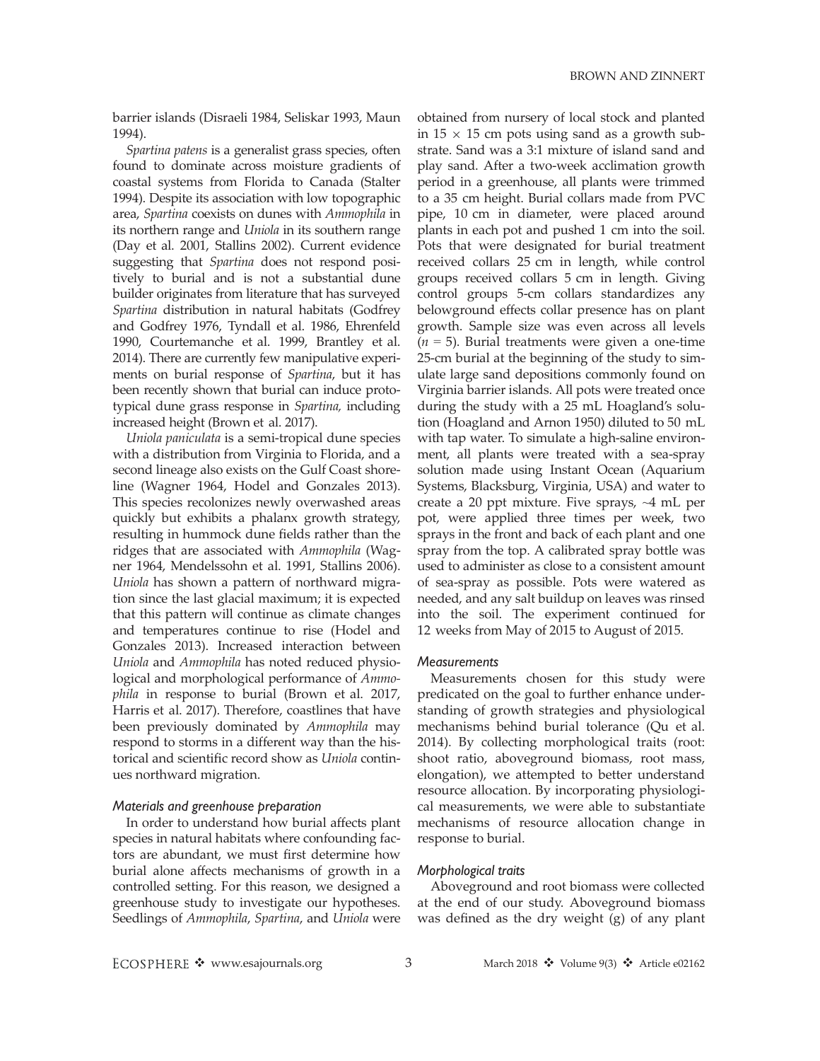barrier islands (Disraeli 1984, Seliskar 1993, Maun 1994).

*Spartina patens* is a generalist grass species, often found to dominate across moisture gradients of coastal systems from Florida to Canada (Stalter 1994). Despite its association with low topographic area, *Spartina* coexists on dunes with *Ammophila* in its northern range and *Uniola* in its southern range (Day et al. 2001, Stallins 2002). Current evidence suggesting that *Spartina* does not respond positively to burial and is not a substantial dune builder originates from literature that has surveyed *Spartina* distribution in natural habitats (Godfrey and Godfrey 1976, Tyndall et al. 1986, Ehrenfeld 1990, Courtemanche et al. 1999, Brantley et al. 2014). There are currently few manipulative experiments on burial response of *Spartina*, but it has been recently shown that burial can induce prototypical dune grass response in *Spartina,* including increased height (Brown et al. 2017).

*Uniola paniculata* is a semi-tropical dune species with a distribution from Virginia to Florida, and a second lineage also exists on the Gulf Coast shoreline (Wagner 1964, Hodel and Gonzales 2013). This species recolonizes newly overwashed areas quickly but exhibits a phalanx growth strategy, resulting in hummock dune fields rather than the ridges that are associated with *Ammophila* (Wagner 1964, Mendelssohn et al. 1991, Stallins 2006). *Uniola* has shown a pattern of northward migration since the last glacial maximum; it is expected that this pattern will continue as climate changes and temperatures continue to rise (Hodel and Gonzales 2013). Increased interaction between *Uniola* and *Ammophila* has noted reduced physiological and morphological performance of *Ammophila* in response to burial (Brown et al. 2017, Harris et al. 2017). Therefore, coastlines that have been previously dominated by *Ammophila* may respond to storms in a different way than the historical and scientific record show as *Uniola* continues northward migration.

### Materials and greenhouse preparation

In order to understand how burial affects plant species in natural habitats where confounding factors are abundant, we must first determine how burial alone affects mechanisms of growth in a controlled setting. For this reason, we designed a greenhouse study to investigate our hypotheses. Seedlings of *Ammophila*, *Spartina*, and *Uniola* were obtained from nursery of local stock and planted in 15 × 15 cm pots using sand as a growth substrate. Sand was a 3:1 mixture of island sand and play sand. After a two-week acclimation growth period in a greenhouse, all plants were trimmed to a 35 cm height. Burial collars made from PVC pipe, 10 cm in diameter, were placed around plants in each pot and pushed 1 cm into the soil. Pots that were designated for burial treatment received collars 25 cm in length, while control groups received collars 5 cm in length. Giving control groups 5-cm collars standardizes any belowground effects collar presence has on plant growth. Sample size was even across all levels ($n = 5$). Burial treatments were given a one-time 25-cm burial at the beginning of the study to simulate large sand depositions commonly found on Virginia barrier islands. All pots were treated once during the study with a 25 mL Hoagland's solution (Hoagland and Arnon 1950) diluted to 50 mL with tap water. To simulate a high-saline environment, all plants were treated with a sea-spray solution made using Instant Ocean (Aquarium Systems, Blacksburg, Virginia, USA) and water to create a 20 ppt mixture. Five sprays, ~4 mL per pot, were applied three times per week, two sprays in the front and back of each plant and one spray from the top. A calibrated spray bottle was used to administer as close to a consistent amount of sea-spray as possible. Pots were watered as needed, and any salt buildup on leaves was rinsed into the soil. The experiment continued for 12 weeks from May of 2015 to August of 2015.

### Measurements

Measurements chosen for this study were predicated on the goal to further enhance understanding of growth strategies and physiological mechanisms behind burial tolerance (Qu et al. 2014). By collecting morphological traits (root: shoot ratio, aboveground biomass, root mass, elongation), we attempted to better understand resource allocation. By incorporating physiological measurements, we were able to substantiate mechanisms of resource allocation change in response to burial.

### Morphological traits

Aboveground and root biomass were collected at the end of our study. Aboveground biomass was defined as the dry weight (g) of any plant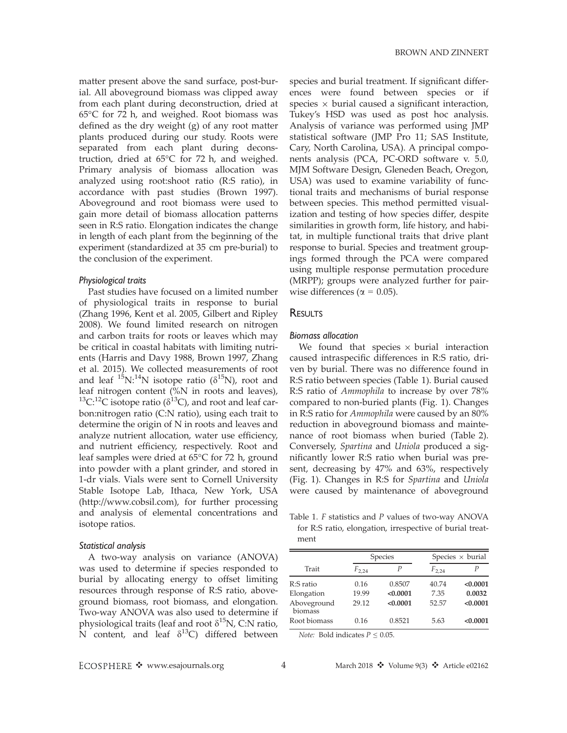matter present above the sand surface, post-burial. All aboveground biomass was clipped away from each plant during deconstruction, dried at 65°C for 72 h, and weighed. Root biomass was defined as the dry weight (g) of any root matter plants produced during our study. Roots were separated from each plant during deconstruction, dried at 65°C for 72 h, and weighed. Primary analysis of biomass allocation was analyzed using root:shoot ratio (R:S ratio), in accordance with past studies (Brown 1997). Aboveground and root biomass were used to gain more detail of biomass allocation patterns seen in R:S ratio. Elongation indicates the change in length of each plant from the beginning of the experiment (standardized at 35 cm pre-burial) to the conclusion of the experiment.

### *Physiological traits*

Past studies have focused on a limited number of physiological traits in response to burial (Zhang 1996, Kent et al. 2005, Gilbert and Ripley 2008). We found limited research on nitrogen and carbon traits for roots or leaves which may be critical in coastal habitats with limiting nutrients (Harris and Davy 1988, Brown 1997, Zhang et al. 2015). We collected measurements of root and leaf $^{15}N$:$^{14}N$ isotope ratio ($\delta^{15}N$), root and leaf nitrogen content (%N in roots and leaves), $^{13}C$:$^{12}C$ isotope ratio ($\delta^{13}C$), and root and leaf carbon:nitrogen ratio (C:N ratio), using each trait to determine the origin of N in roots and leaves and analyze nutrient allocation, water use efficiency, and nutrient efficiency, respectively. Root and leaf samples were dried at 65°C for 72 h, ground into powder with a plant grinder, and stored in 1-dr vials. Vials were sent to Cornell University Stable Isotope Lab, Ithaca, New York, USA (http://www.cobsil.com), for further processing and analysis of elemental concentrations and isotope ratios.

### *Statistical analysis*

A two-way analysis on variance (ANOVA) was used to determine if species responded to burial by allocating energy to offset limiting resources through response of R:S ratio, aboveground biomass, root biomass, and elongation. Two-way ANOVA was also used to determine if physiological traits (leaf and root $\delta^{15}N$, C:N ratio, N content, and leaf $\delta^{13}C$) differed between species and burial treatment. If significant differences were found between species or if species × burial caused a significant interaction, Tukey's HSD was used as post hoc analysis. Analysis of variance was performed using JMP statistical software (JMP Pro 11; SAS Institute, Cary, North Carolina, USA). A principal components analysis (PCA, PC-ORD software v. 5.0, MJM Software Design, Gleneden Beach, Oregon, USA) was used to examine variability of functional traits and mechanisms of burial response between species. This method permitted visualization and testing of how species differ, despite similarities in growth form, life history, and habitat, in multiple functional traits that drive plant response to burial. Species and treatment groupings formed through the PCA were compared using multiple response permutation procedure (MRPP); groups were analyzed further for pairwise differences ($\alpha = 0.05$).

## Results

### *Biomass allocation*

We found that species × burial interaction caused intraspecific differences in R:S ratio, driven by burial. There was no difference found in R:S ratio between species (Table 1). Burial caused R:S ratio of *Ammophila* to increase by over 78% compared to non-buried plants (Fig. 1). Changes in R:S ratio for *Ammophila* were caused by an 80% reduction in aboveground biomass and maintenance of root biomass when buried (Table 2). Conversely, *Spartina* and *Uniola* produced a significantly lower R:S ratio when burial was present, decreasing by 47% and 63%, respectively (Fig. 1). Changes in R:S for *Spartina* and *Uniola* were caused by maintenance of aboveground

Table 1. *F* statistics and *P* values of two-way ANOVA for R:S ratio, elongation, irrespective of burial treatment

| Trait | Species | | Species × burial | |
|---|---|---|---|---|
| | $F_{2,24}$ | $P$ | $F_{2,24}$ | $P$ |
| R:S ratio | 0.16 | 0.8507 | 40.74 | **<0.0001** |
| Elongation | 19.99 | **<0.0001** | 7.35 | **0.0032** |
| Aboveground biomass | 29.12 | **<0.0001** | 52.57 | **<0.0001** |
| Root biomass | 0.16 | 0.8521 | 5.63 | **<0.0001** |

*Note:* Bold indicates $P \leq 0.05$.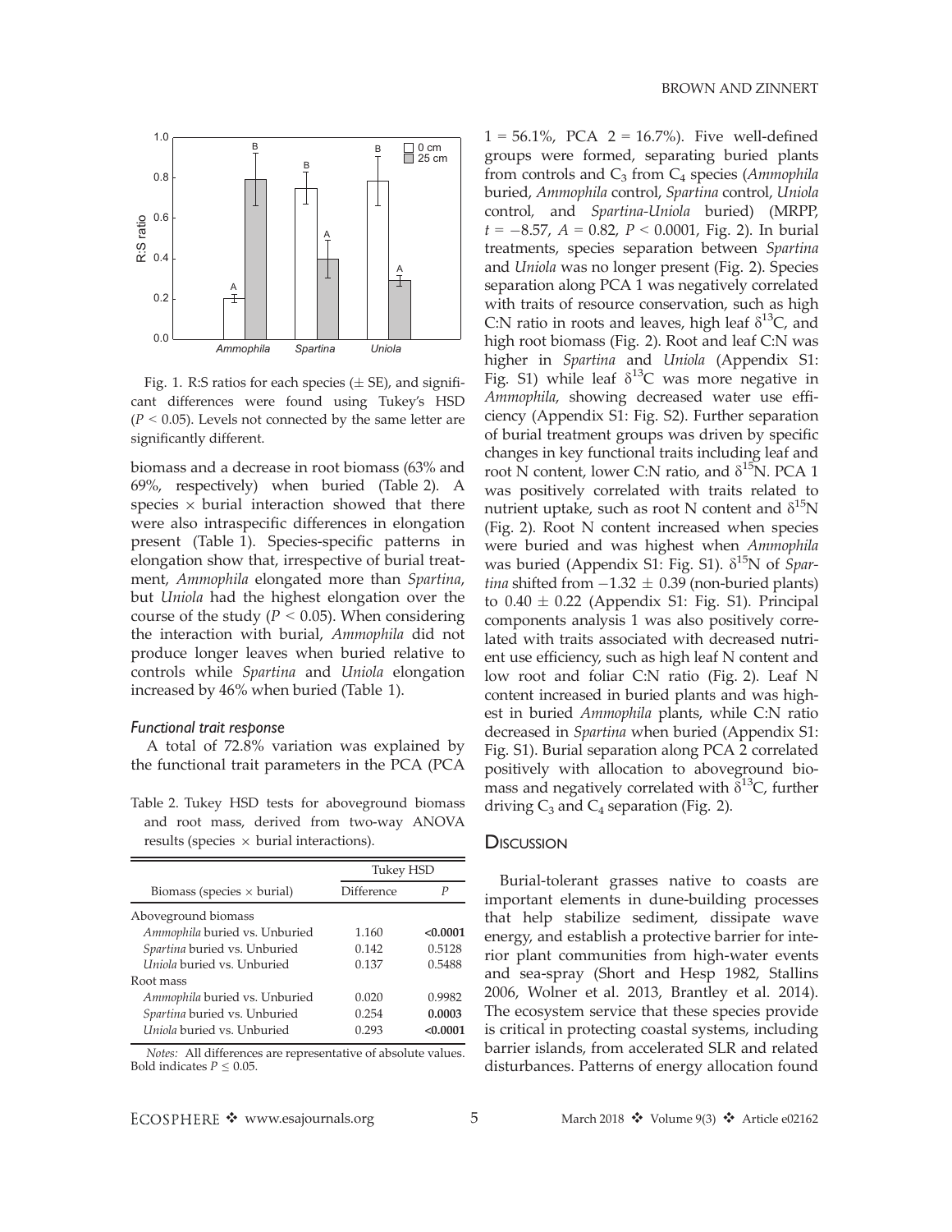1.0
0.8
0.6
0.4
0.2
0.0
R:S ratio
0 cm
25 cm
A
B
B
A
B
A
*Ammophila*
*Spartina*
*Uniola*

Fig. 1. R:S ratios for each species (± SE), and significant differences were found using Tukey's HSD ($P < 0.05$). Levels not connected by the same letter are significantly different.

biomass and a decrease in root biomass (63% and 69%, respectively) when buried (Table 2). A species × burial interaction showed that there were also intraspecific differences in elongation present (Table 1). Species-specific patterns in elongation show that, irrespective of burial treatment, *Ammophila* elongated more than *Spartina*, but *Uniola* had the highest elongation over the course of the study ($P < 0.05$). When considering the interaction with burial, *Ammophila* did not produce longer leaves when buried relative to controls while *Spartina* and *Uniola* elongation increased by 46% when buried (Table 1).

### *Functional trait response*

A total of 72.8% variation was explained by the functional trait parameters in the PCA (PCA 1 = 56.1%, PCA 2 = 16.7%). Five well-defined groups were formed, separating buried plants from controls and $C_3$ from $C_4$ species (*Ammophila* buried, *Ammophila* control, *Spartina* control, *Uniola* control, and *Spartina*-*Uniola* buried) (MRPP, $t = -8.57$, $A = 0.82$, $P < 0.0001$, Fig. 2). In burial treatments, species separation between *Spartina* and *Uniola* was no longer present (Fig. 2). Species separation along PCA 1 was negatively correlated with traits of resource conservation, such as high C:N ratio in roots and leaves, high leaf $\delta^{13}C$, and high root biomass (Fig. 2). Root and leaf C:N was higher in *Spartina* and *Uniola* (Appendix S1: Fig. S1) while leaf $\delta^{13}C$ was more negative in *Ammophila*, showing decreased water use efficiency (Appendix S1: Fig. S2). Further separation of burial treatment groups was driven by specific changes in key functional traits including leaf and root N content, lower C:N ratio, and $\delta^{15}N$. PCA 1 was positively correlated with traits related to nutrient uptake, such as root N content and $\delta^{15}N$ (Fig. 2). Root N content increased when species were buried and was highest when *Ammophila* was buried (Appendix S1: Fig. S1). $\delta^{15}N$ of *Spartina* shifted from $-1.32 \pm 0.39$ (non-buried plants) to $0.40 \pm 0.22$ (Appendix S1: Fig. S1). Principal components analysis 1 was also positively correlated with traits associated with decreased nutrient use efficiency, such as high leaf N content and low root and foliar C:N ratio (Fig. 2). Leaf N content increased in buried plants and was highest in buried *Ammophila* plants, while C:N ratio decreased in *Spartina* when buried (Appendix S1: Fig. S1). Burial separation along PCA 2 correlated positively with allocation to aboveground biomass and negatively correlated with $\delta^{13}C$, further driving $C_3$ and $C_4$ separation (Fig. 2).

Table 2. Tukey HSD tests for aboveground biomass and root mass, derived from two-way ANOVA results (species × burial interactions).

| | Tukey HSD | |
|---|---|---|
| Biomass (species × burial) | Difference | *P* |
| Aboveground biomass | | |
| *Ammophila* buried vs. Unburied | 1.160 | **<0.0001** |
| *Spartina* buried vs. Unburied | 0.142 | 0.5128 |
| *Uniola* buried vs. Unburied | 0.137 | 0.5488 |
| Root mass | | |
| *Ammophila* buried vs. Unburied | 0.020 | 0.9982 |
| *Spartina* buried vs. Unburied | 0.254 | **0.0003** |
| *Uniola* buried vs. Unburied | 0.293 | **<0.0001** |

*Notes:* All differences are representative of absolute values. Bold indicates $P \leq 0.05$.

## Discussion

Burial-tolerant grasses native to coasts are important elements in dune-building processes that help stabilize sediment, dissipate wave energy, and establish a protective barrier for interior plant communities from high-water events and sea-spray (Short and Hesp 1982, Stallins 2006, Wolner et al. 2013, Brantley et al. 2014). The ecosystem service that these species provide is critical in protecting coastal systems, including barrier islands, from accelerated SLR and related disturbances. Patterns of energy allocation found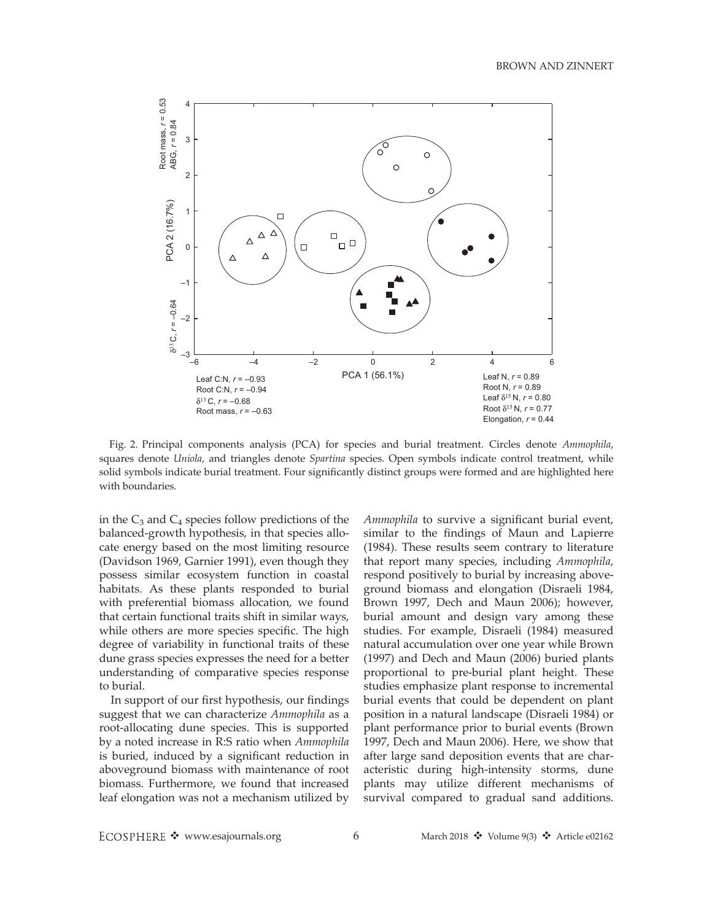Root mass, $r$ = 0.53
ABG, $r$ = 0.84

PCA 2 (16.7%)

$\delta^{13}$C, $r$ = –0.64

PCA 1 (56.1%)

Leaf C:N, $r$ = –0.93
Root C:N, $r$ = –0.94
$\delta^{13}$C, $r$ = –0.68
Root mass, $r$ = –0.63

Leaf N, $r$ = 0.89
Root N, $r$ = 0.89
Leaf $\delta^{15}$N, $r$ = 0.80
Root $\delta^{15}$N, $r$ = 0.77
Elongation, $r$ = 0.44

Fig. 2. Principal components analysis (PCA) for species and burial treatment. Circles denote *Ammophila*, squares denote *Uniola*, and triangles denote *Spartina* species. Open symbols indicate control treatment, while solid symbols indicate burial treatment. Four significantly distinct groups were formed and are highlighted here with boundaries.

in the $C_3$ and $C_4$ species follow predictions of the balanced-growth hypothesis, in that species allocate energy based on the most limiting resource (Davidson 1969, Garnier 1991), even though they possess similar ecosystem function in coastal habitats. As these plants responded to burial with preferential biomass allocation, we found that certain functional traits shift in similar ways, while others are more species specific. The high degree of variability in functional traits of these dune grass species expresses the need for a better understanding of comparative species response to burial.

In support of our first hypothesis, our findings suggest that we can characterize *Ammophila* as a root-allocating dune species. This is supported by a noted increase in R:S ratio when *Ammophila* is buried, induced by a significant reduction in aboveground biomass with maintenance of root biomass. Furthermore, we found that increased leaf elongation was not a mechanism utilized by *Ammophila* to survive a significant burial event, similar to the findings of Maun and Lapierre (1984). These results seem contrary to literature that report many species, including *Ammophila*, respond positively to burial by increasing aboveground biomass and elongation (Disraeli 1984, Brown 1997, Dech and Maun 2006); however, burial amount and design vary among these studies. For example, Disraeli (1984) measured natural accumulation over one year while Brown (1997) and Dech and Maun (2006) buried plants proportional to pre-burial plant height. These studies emphasize plant response to incremental burial events that could be dependent on plant position in a natural landscape (Disraeli 1984) or plant performance prior to burial events (Brown 1997, Dech and Maun 2006). Here, we show that after large sand deposition events that are characteristic during high-intensity storms, dune plants may utilize different mechanisms of survival compared to gradual sand additions.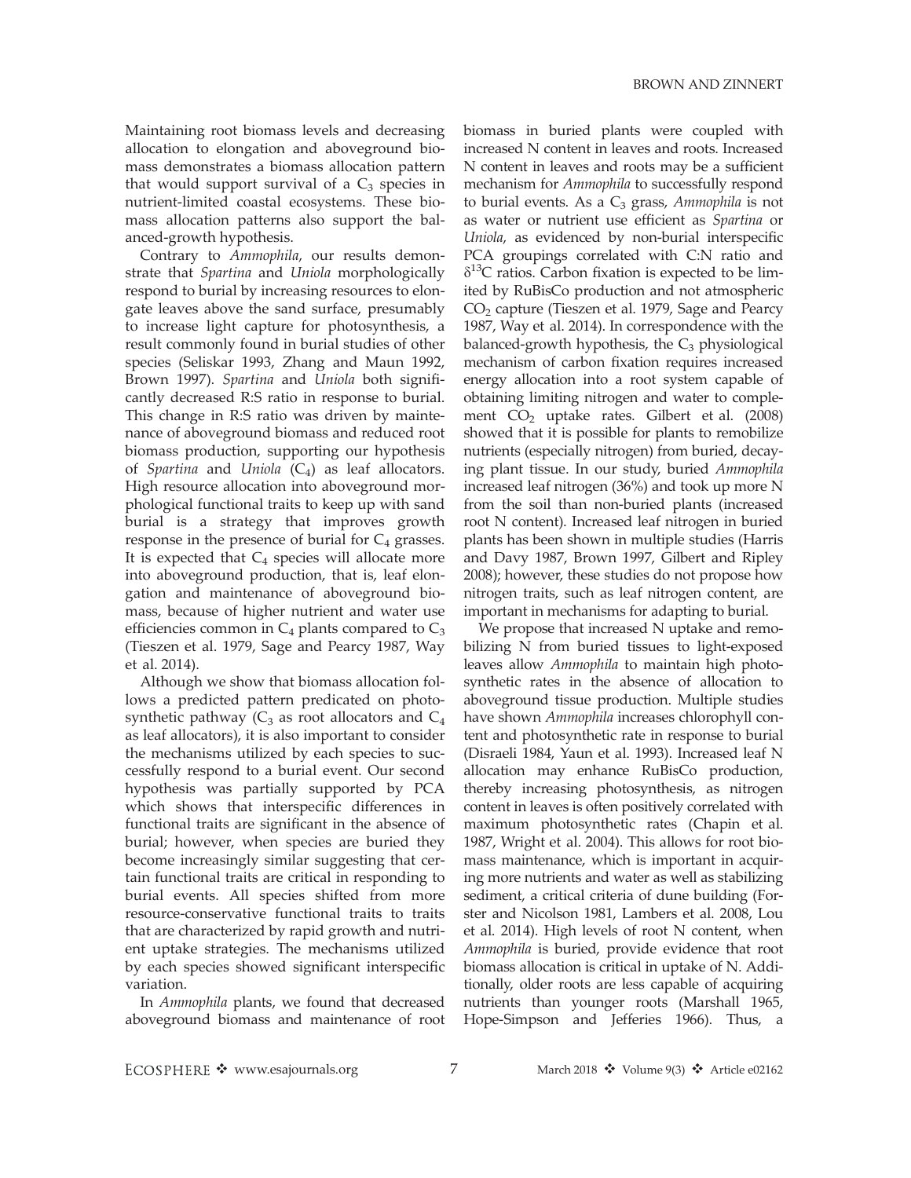Maintaining root biomass levels and decreasing allocation to elongation and aboveground biomass demonstrates a biomass allocation pattern that would support survival of a $C_3$ species in nutrient-limited coastal ecosystems. These biomass allocation patterns also support the balanced-growth hypothesis.

Contrary to *Ammophila*, our results demonstrate that *Spartina* and *Uniola* morphologically respond to burial by increasing resources to elongate leaves above the sand surface, presumably to increase light capture for photosynthesis, a result commonly found in burial studies of other species (Seliskar 1993, Zhang and Maun 1992, Brown 1997). *Spartina* and *Uniola* both significantly decreased R:S ratio in response to burial. This change in R:S ratio was driven by maintenance of aboveground biomass and reduced root biomass production, supporting our hypothesis of *Spartina* and *Uniola* ($C_4$) as leaf allocators. High resource allocation into aboveground morphological functional traits to keep up with sand burial is a strategy that improves growth response in the presence of burial for $C_4$ grasses. It is expected that $C_4$ species will allocate more into aboveground production, that is, leaf elongation and maintenance of aboveground biomass, because of higher nutrient and water use efficiencies common in $C_4$ plants compared to $C_3$ (Tieszen et al. 1979, Sage and Pearcy 1987, Way et al. 2014).

Although we show that biomass allocation follows a predicted pattern predicated on photosynthetic pathway ($C_3$ as root allocators and $C_4$ as leaf allocators), it is also important to consider the mechanisms utilized by each species to successfully respond to a burial event. Our second hypothesis was partially supported by PCA which shows that interspecific differences in functional traits are significant in the absence of burial; however, when species are buried they become increasingly similar suggesting that certain functional traits are critical in responding to burial events. All species shifted from more resource-conservative functional traits to traits that are characterized by rapid growth and nutrient uptake strategies. The mechanisms utilized by each species showed significant interspecific variation.

In *Ammophila* plants, we found that decreased aboveground biomass and maintenance of root biomass in buried plants were coupled with increased N content in leaves and roots. Increased N content in leaves and roots may be a sufficient mechanism for *Ammophila* to successfully respond to burial events. As a $C_3$ grass, *Ammophila* is not as water or nutrient use efficient as *Spartina* or *Uniola*, as evidenced by non-burial interspecific PCA groupings correlated with C:N ratio and $\delta^{13}C$ ratios. Carbon fixation is expected to be limited by RuBisCo production and not atmospheric $CO_2$ capture (Tieszen et al. 1979, Sage and Pearcy 1987, Way et al. 2014). In correspondence with the balanced-growth hypothesis, the $C_3$ physiological mechanism of carbon fixation requires increased energy allocation into a root system capable of obtaining limiting nitrogen and water to complement $CO_2$ uptake rates. Gilbert et al. (2008) showed that it is possible for plants to remobilize nutrients (especially nitrogen) from buried, decaying plant tissue. In our study, buried *Ammophila* increased leaf nitrogen (36%) and took up more N from the soil than non-buried plants (increased root N content). Increased leaf nitrogen in buried plants has been shown in multiple studies (Harris and Davy 1987, Brown 1997, Gilbert and Ripley 2008); however, these studies do not propose how nitrogen traits, such as leaf nitrogen content, are important in mechanisms for adapting to burial.

We propose that increased N uptake and remobilizing N from buried tissues to light-exposed leaves allow *Ammophila* to maintain high photosynthetic rates in the absence of allocation to aboveground tissue production. Multiple studies have shown *Ammophila* increases chlorophyll content and photosynthetic rate in response to burial (Disraeli 1984, Yaun et al. 1993). Increased leaf N allocation may enhance RuBisCo production, thereby increasing photosynthesis, as nitrogen content in leaves is often positively correlated with maximum photosynthetic rates (Chapin et al. 1987, Wright et al. 2004). This allows for root biomass maintenance, which is important in acquiring more nutrients and water as well as stabilizing sediment, a critical criteria of dune building (Forster and Nicolson 1981, Lambers et al. 2008, Lou et al. 2014). High levels of root N content, when *Ammophila* is buried, provide evidence that root biomass allocation is critical in uptake of N. Additionally, older roots are less capable of acquiring nutrients than younger roots (Marshall 1965, Hope-Simpson and Jefferies 1966). Thus, a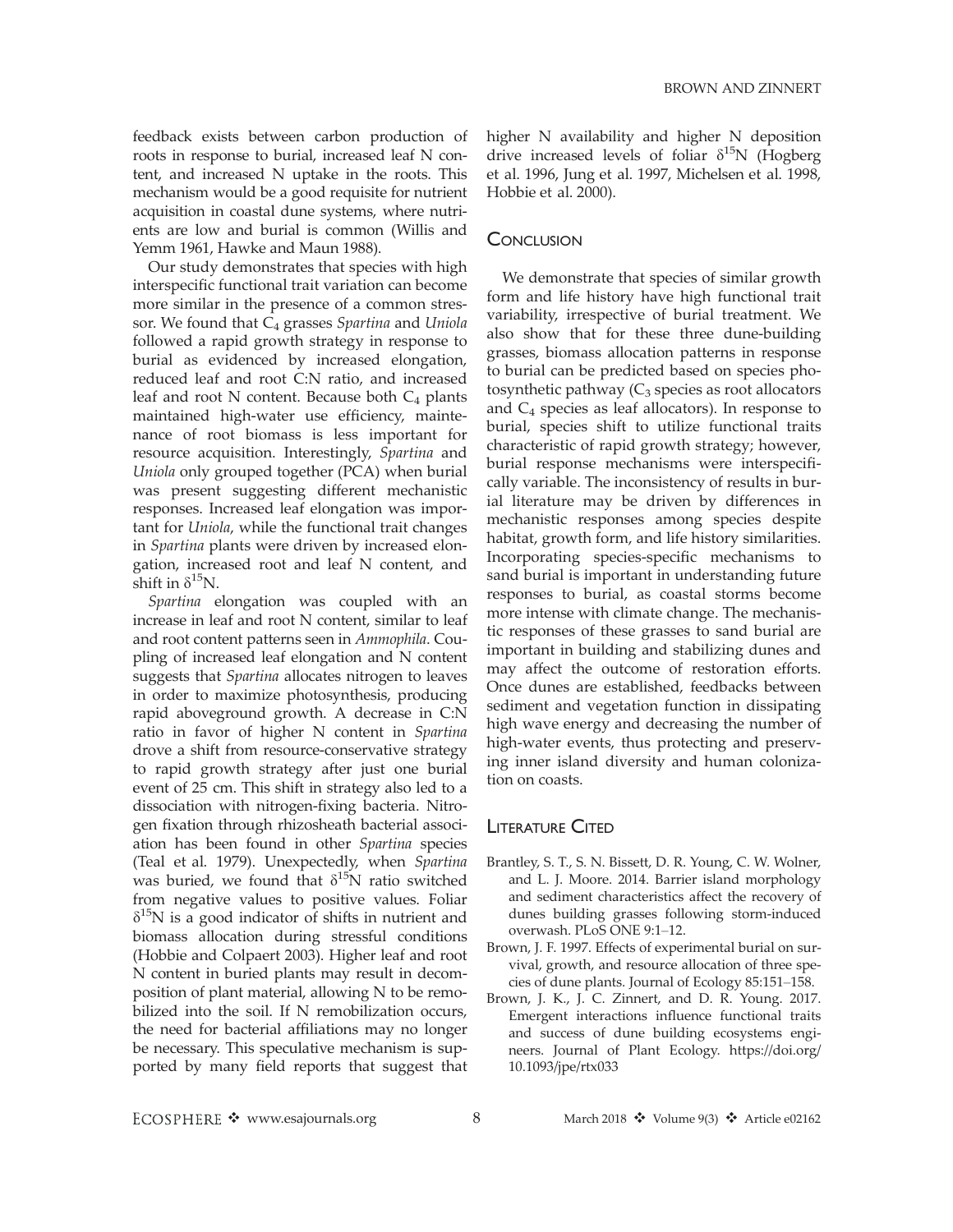feedback exists between carbon production of roots in response to burial, increased leaf N content, and increased N uptake in the roots. This mechanism would be a good requisite for nutrient acquisition in coastal dune systems, where nutrients are low and burial is common (Willis and Yemm 1961, Hawke and Maun 1988).

Our study demonstrates that species with high interspecific functional trait variation can become more similar in the presence of a common stressor. We found that $C_4$ grasses *Spartina* and *Uniola* followed a rapid growth strategy in response to burial as evidenced by increased elongation, reduced leaf and root C:N ratio, and increased leaf and root N content. Because both $C_4$ plants maintained high-water use efficiency, maintenance of root biomass is less important for resource acquisition. Interestingly, *Spartina* and *Uniola* only grouped together (PCA) when burial was present suggesting different mechanistic responses. Increased leaf elongation was important for *Uniola*, while the functional trait changes in *Spartina* plants were driven by increased elongation, increased root and leaf N content, and shift in $\delta^{15}N$.

*Spartina* elongation was coupled with an increase in leaf and root N content, similar to leaf and root content patterns seen in *Ammophila*. Coupling of increased leaf elongation and N content suggests that *Spartina* allocates nitrogen to leaves in order to maximize photosynthesis, producing rapid aboveground growth. A decrease in C:N ratio in favor of higher N content in *Spartina* drove a shift from resource-conservative strategy to rapid growth strategy after just one burial event of 25 cm. This shift in strategy also led to a dissociation with nitrogen-fixing bacteria. Nitrogen fixation through rhizosheath bacterial association has been found in other *Spartina* species (Teal et al. 1979). Unexpectedly, when *Spartina* was buried, we found that $\delta^{15}N$ ratio switched from negative values to positive values. Foliar $\delta^{15}N$ is a good indicator of shifts in nutrient and biomass allocation during stressful conditions (Hobbie and Colpaert 2003). Higher leaf and root N content in buried plants may result in decomposition of plant material, allowing N to be remobilized into the soil. If N remobilization occurs, the need for bacterial affiliations may no longer be necessary. This speculative mechanism is supported by many field reports that suggest that higher N availability and higher N deposition drive increased levels of foliar $\delta^{15}N$ (Hogberg et al. 1996, Jung et al. 1997, Michelsen et al. 1998, Hobbie et al. 2000).

## Conclusion

We demonstrate that species of similar growth form and life history have high functional trait variability, irrespective of burial treatment. We also show that for these three dune-building grasses, biomass allocation patterns in response to burial can be predicted based on species photosynthetic pathway ($C_3$ species as root allocators and $C_4$ species as leaf allocators). In response to burial, species shift to utilize functional traits characteristic of rapid growth strategy; however, burial response mechanisms were interspecifically variable. The inconsistency of results in burial literature may be driven by differences in mechanistic responses among species despite habitat, growth form, and life history similarities. Incorporating species-specific mechanisms to sand burial is important in understanding future responses to burial, as coastal storms become more intense with climate change. The mechanistic responses of these grasses to sand burial are important in building and stabilizing dunes and may affect the outcome of restoration efforts. Once dunes are established, feedbacks between sediment and vegetation function in dissipating high wave energy and decreasing the number of high-water events, thus protecting and preserving inner island diversity and human colonization on coasts.

## Literature Cited

Brantley, S. T., S. N. Bissett, D. R. Young, C. W. Wolner, and L. J. Moore. 2014. Barrier island morphology and sediment characteristics affect the recovery of dunes building grasses following storm-induced overwash. PLoS ONE 9:1–12.

Brown, J. F. 1997. Effects of experimental burial on survival, growth, and resource allocation of three species of dune plants. Journal of Ecology 85:151–158.

Brown, J. K., J. C. Zinnert, and D. R. Young. 2017. Emergent interactions influence functional traits and success of dune building ecosystems engineers. Journal of Plant Ecology. https://doi.org/10.1093/jpe/rtx033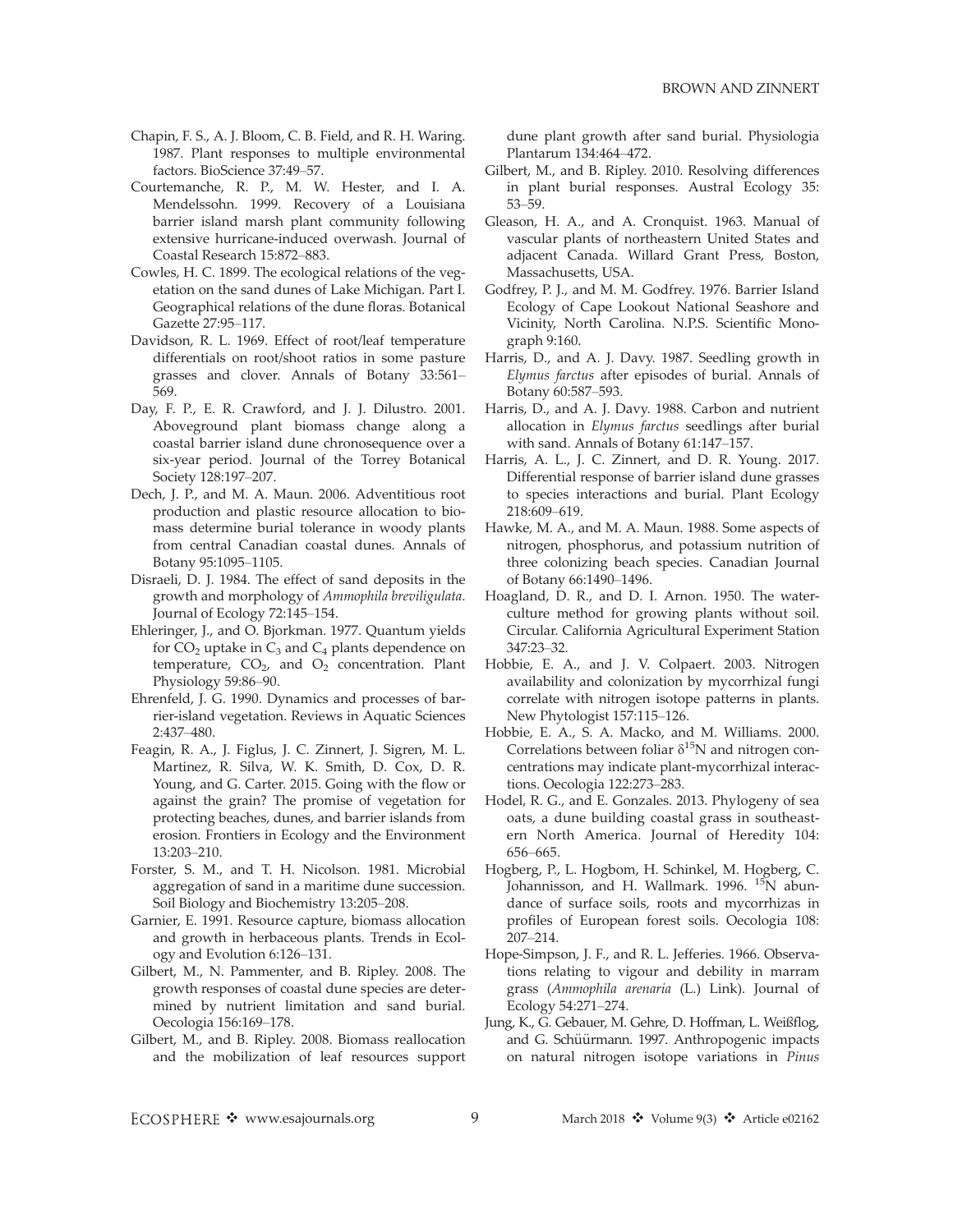Chapin, F. S., A. J. Bloom, C. B. Field, and R. H. Waring. 1987. Plant responses to multiple environmental factors. BioScience 37:49–57.

Courtemanche, R. P., M. W. Hester, and I. A. Mendelssohn. 1999. Recovery of a Louisiana barrier island marsh plant community following extensive hurricane-induced overwash. Journal of Coastal Research 15:872–883.

Cowles, H. C. 1899. The ecological relations of the vegetation on the sand dunes of Lake Michigan. Part I. Geographical relations of the dune floras. Botanical Gazette 27:95–117.

Davidson, R. L. 1969. Effect of root/leaf temperature differentials on root/shoot ratios in some pasture grasses and clover. Annals of Botany 33:561–569.

Day, F. P., E. R. Crawford, and J. J. Dilustro. 2001. Aboveground plant biomass change along a coastal barrier island dune chronosequence over a six-year period. Journal of the Torrey Botanical Society 128:197–207.

Dech, J. P., and M. A. Maun. 2006. Adventitious root production and plastic resource allocation to biomass determine burial tolerance in woody plants from central Canadian coastal dunes. Annals of Botany 95:1095–1105.

Disraeli, D. J. 1984. The effect of sand deposits in the growth and morphology of *Ammophila breviligulata.* Journal of Ecology 72:145–154.

Ehleringer, J., and O. Bjorkman. 1977. Quantum yields for $CO_2$ uptake in $C_3$ and $C_4$ plants dependence on temperature, $CO_2$, and $O_2$ concentration. Plant Physiology 59:86–90.

Ehrenfeld, J. G. 1990. Dynamics and processes of barrier-island vegetation. Reviews in Aquatic Sciences 2:437–480.

Feagin, R. A., J. Figlus, J. C. Zinnert, J. Sigren, M. L. Martinez, R. Silva, W. K. Smith, D. Cox, D. R. Young, and G. Carter. 2015. Going with the flow or against the grain? The promise of vegetation for protecting beaches, dunes, and barrier islands from erosion. Frontiers in Ecology and the Environment 13:203–210.

Forster, S. M., and T. H. Nicolson. 1981. Microbial aggregation of sand in a maritime dune succession. Soil Biology and Biochemistry 13:205–208.

Garnier, E. 1991. Resource capture, biomass allocation and growth in herbaceous plants. Trends in Ecology and Evolution 6:126–131.

Gilbert, M., N. Pammenter, and B. Ripley. 2008. The growth responses of coastal dune species are determined by nutrient limitation and sand burial. Oecologia 156:169–178.

Gilbert, M., and B. Ripley. 2008. Biomass reallocation and the mobilization of leaf resources support dune plant growth after sand burial. Physiologia Plantarum 134:464–472.

Gilbert, M., and B. Ripley. 2010. Resolving differences in plant burial responses. Austral Ecology 35: 53–59.

Gleason, H. A., and A. Cronquist. 1963. Manual of vascular plants of northeastern United States and adjacent Canada. Willard Grant Press, Boston, Massachusetts, USA.

Godfrey, P. J., and M. M. Godfrey. 1976. Barrier Island Ecology of Cape Lookout National Seashore and Vicinity, North Carolina. N.P.S. Scientific Monograph 9:160.

Harris, D., and A. J. Davy. 1987. Seedling growth in *Elymus farctus* after episodes of burial. Annals of Botany 60:587–593.

Harris, D., and A. J. Davy. 1988. Carbon and nutrient allocation in *Elymus farctus* seedlings after burial with sand. Annals of Botany 61:147–157.

Harris, A. L., J. C. Zinnert, and D. R. Young. 2017. Differential response of barrier island dune grasses to species interactions and burial. Plant Ecology 218:609–619.

Hawke, M. A., and M. A. Maun. 1988. Some aspects of nitrogen, phosphorus, and potassium nutrition of three colonizing beach species. Canadian Journal of Botany 66:1490–1496.

Hoagland, D. R., and D. I. Arnon. 1950. The water-culture method for growing plants without soil. Circular. California Agricultural Experiment Station 347:23–32.

Hobbie, E. A., and J. V. Colpaert. 2003. Nitrogen availability and colonization by mycorrhizal fungi correlate with nitrogen isotope patterns in plants. New Phytologist 157:115–126.

Hobbie, E. A., S. A. Macko, and M. Williams. 2000. Correlations between foliar $\delta^{15}N$ and nitrogen concentrations may indicate plant-mycorrhizal interactions. Oecologia 122:273–283.

Hodel, R. G., and E. Gonzales. 2013. Phylogeny of sea oats, a dune building coastal grass in southeastern North America. Journal of Heredity 104: 656–665.

Hogberg, P., L. Hogbom, H. Schinkel, M. Hogberg, C. Johannisson, and H. Wallmark. 1996. $^{15}N$ abundance of surface soils, roots and mycorrhizas in profiles of European forest soils. Oecologia 108: 207–214.

Hope-Simpson, J. F., and R. L. Jefferies. 1966. Observations relating to vigour and debility in marram grass (*Ammophila arenaria* (L.) Link). Journal of Ecology 54:271–274.

Jung, K., G. Gebauer, M. Gehre, D. Hoffman, L. Weißflog, and G. Schüürmann. 1997. Anthropogenic impacts on natural nitrogen isotope variations in *Pinus*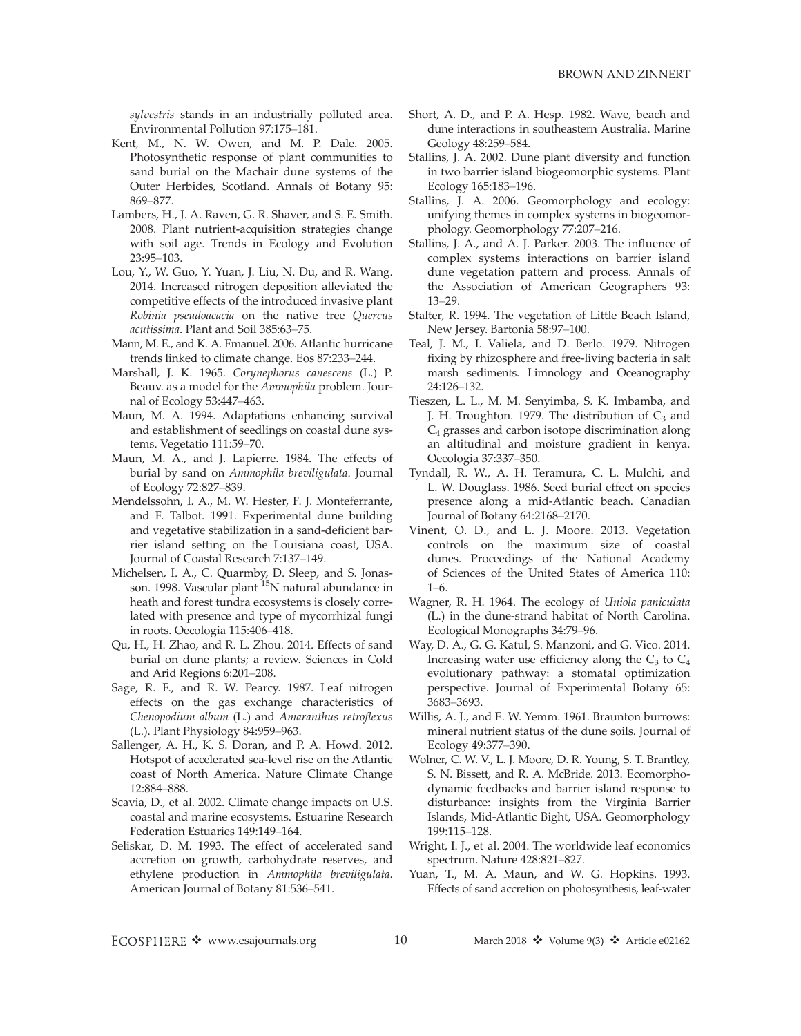*sylvestris* stands in an industrially polluted area. Environmental Pollution 97:175–181.

Kent, M., N. W. Owen, and M. P. Dale. 2005. Photosynthetic response of plant communities to sand burial on the Machair dune systems of the Outer Herbides, Scotland. Annals of Botany 95: 869–877.

Lambers, H., J. A. Raven, G. R. Shaver, and S. E. Smith. 2008. Plant nutrient-acquisition strategies change with soil age. Trends in Ecology and Evolution 23:95–103.

Lou, Y., W. Guo, Y. Yuan, J. Liu, N. Du, and R. Wang. 2014. Increased nitrogen deposition alleviated the competitive effects of the introduced invasive plant *Robinia pseudoacacia* on the native tree *Quercus acutissima*. Plant and Soil 385:63–75.

Mann, M. E., and K. A. Emanuel. 2006. Atlantic hurricane trends linked to climate change. Eos 87:233–244.

Marshall, J. K. 1965. *Corynephorus canescens* (L.) P. Beauv. as a model for the *Ammophila* problem. Journal of Ecology 53:447–463.

Maun, M. A. 1994. Adaptations enhancing survival and establishment of seedlings on coastal dune systems. Vegetatio 111:59–70.

Maun, M. A., and J. Lapierre. 1984. The effects of burial by sand on *Ammophila breviligulata*. Journal of Ecology 72:827–839.

Mendelssohn, I. A., M. W. Hester, F. J. Monteferrante, and F. Talbot. 1991. Experimental dune building and vegetative stabilization in a sand-deficient barrier island setting on the Louisiana coast, USA. Journal of Coastal Research 7:137–149.

Michelsen, I. A., C. Quarmby, D. Sleep, and S. Jonasson. 1998. Vascular plant $^{15}$N natural abundance in heath and forest tundra ecosystems is closely correlated with presence and type of mycorrhizal fungi in roots. Oecologia 115:406–418.

Qu, H., H. Zhao, and R. L. Zhou. 2014. Effects of sand burial on dune plants; a review. Sciences in Cold and Arid Regions 6:201–208.

Sage, R. F., and R. W. Pearcy. 1987. Leaf nitrogen effects on the gas exchange characteristics of *Chenopodium album* (L.) and *Amaranthus retroflexus* (L.). Plant Physiology 84:959–963.

Sallenger, A. H., K. S. Doran, and P. A. Howd. 2012. Hotspot of accelerated sea-level rise on the Atlantic coast of North America. Nature Climate Change 12:884–888.

Scavia, D., et al. 2002. Climate change impacts on U.S. coastal and marine ecosystems. Estuarine Research Federation Estuaries 149:149–164.

Seliskar, D. M. 1993. The effect of accelerated sand accretion on growth, carbohydrate reserves, and ethylene production in *Ammophila breviligulata*. American Journal of Botany 81:536–541.

Short, A. D., and P. A. Hesp. 1982. Wave, beach and dune interactions in southeastern Australia. Marine Geology 48:259–584.

Stallins, J. A. 2002. Dune plant diversity and function in two barrier island biogeomorphic systems. Plant Ecology 165:183–196.

Stallins, J. A. 2006. Geomorphology and ecology: unifying themes in complex systems in biogeomorphology. Geomorphology 77:207–216.

Stallins, J. A., and A. J. Parker. 2003. The influence of complex systems interactions on barrier island dune vegetation pattern and process. Annals of the Association of American Geographers 93: 13–29.

Stalter, R. 1994. The vegetation of Little Beach Island, New Jersey. Bartonia 58:97–100.

Teal, J. M., I. Valiela, and D. Berlo. 1979. Nitrogen fixing by rhizosphere and free-living bacteria in salt marsh sediments. Limnology and Oceanography 24:126–132.

Tieszen, L. L., M. M. Senyimba, S. K. Imbamba, and J. H. Troughton. 1979. The distribution of $C_3$ and $C_4$ grasses and carbon isotope discrimination along an altitudinal and moisture gradient in kenya. Oecologia 37:337–350.

Tyndall, R. W., A. H. Teramura, C. L. Mulchi, and L. W. Douglass. 1986. Seed burial effect on species presence along a mid-Atlantic beach. Canadian Journal of Botany 64:2168–2170.

Vinent, O. D., and L. J. Moore. 2013. Vegetation controls on the maximum size of coastal dunes. Proceedings of the National Academy of Sciences of the United States of America 110: 1–6.

Wagner, R. H. 1964. The ecology of *Uniola paniculata* (L.) in the dune-strand habitat of North Carolina. Ecological Monographs 34:79–96.

Way, D. A., G. G. Katul, S. Manzoni, and G. Vico. 2014. Increasing water use efficiency along the $C_3$ to $C_4$ evolutionary pathway: a stomatal optimization perspective. Journal of Experimental Botany 65: 3683–3693.

Willis, A. J., and E. W. Yemm. 1961. Braunton burrows: mineral nutrient status of the dune soils. Journal of Ecology 49:377–390.

Wolner, C. W. V., L. J. Moore, D. R. Young, S. T. Brantley, S. N. Bissett, and R. A. McBride. 2013. Ecomorphodynamic feedbacks and barrier island response to disturbance: insights from the Virginia Barrier Islands, Mid-Atlantic Bight, USA. Geomorphology 199:115–128.

Wright, I. J., et al. 2004. The worldwide leaf economics spectrum. Nature 428:821–827.

Yuan, T., M. A. Maun, and W. G. Hopkins. 1993. Effects of sand accretion on photosynthesis, leaf-water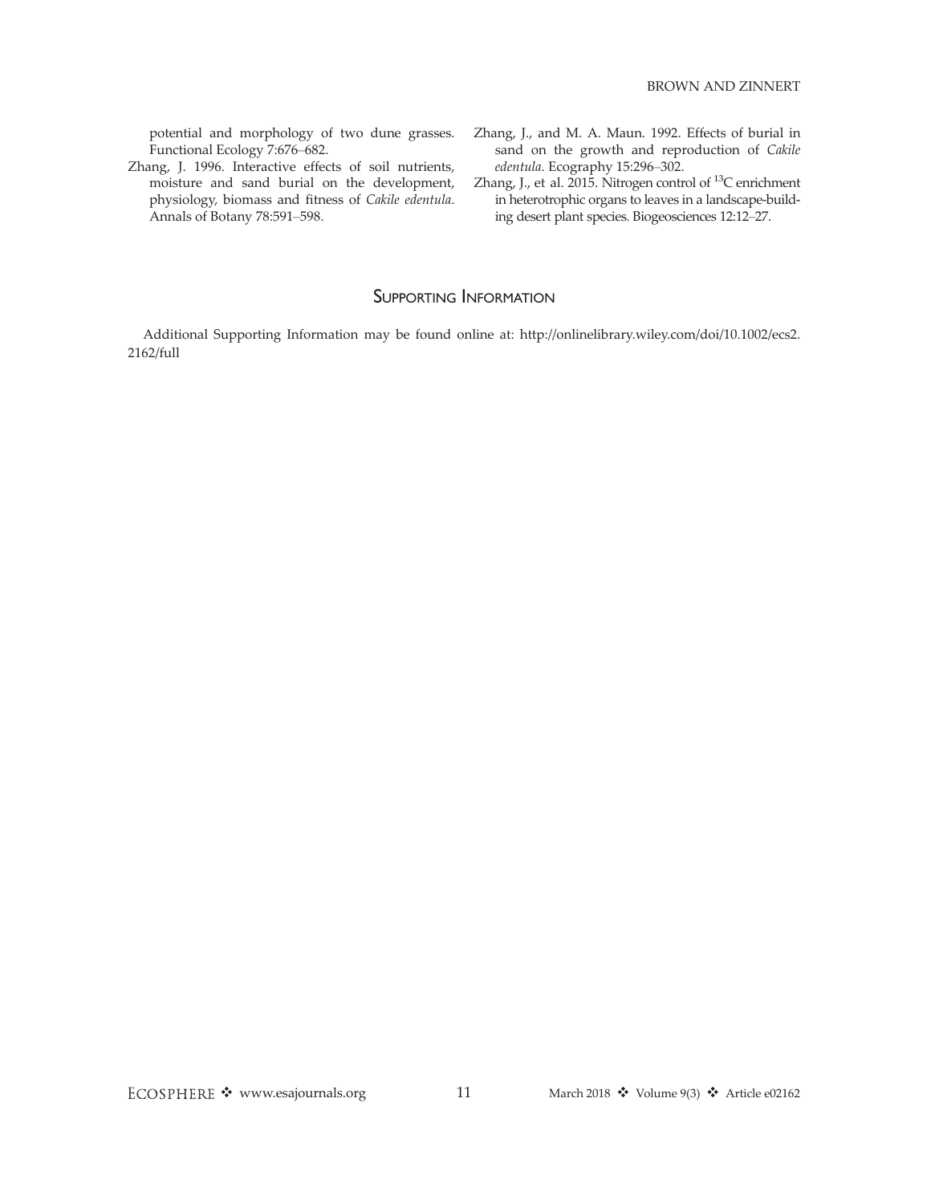potential and morphology of two dune grasses. Functional Ecology 7:676–682.

Zhang, J. 1996. Interactive effects of soil nutrients, moisture and sand burial on the development, physiology, biomass and fitness of *Cakile edentula*. Annals of Botany 78:591–598.

Zhang, J., and M. A. Maun. 1992. Effects of burial in sand on the growth and reproduction of *Cakile edentula*. Ecography 15:296–302.

Zhang, J., et al. 2015. Nitrogen control of $^{13}C$ enrichment in heterotrophic organs to leaves in a landscape-building desert plant species. Biogeosciences 12:12–27.

## Supporting Information

Additional Supporting Information may be found online at: http://onlinelibrary.wiley.com/doi/10.1002/ecs2.2162/full